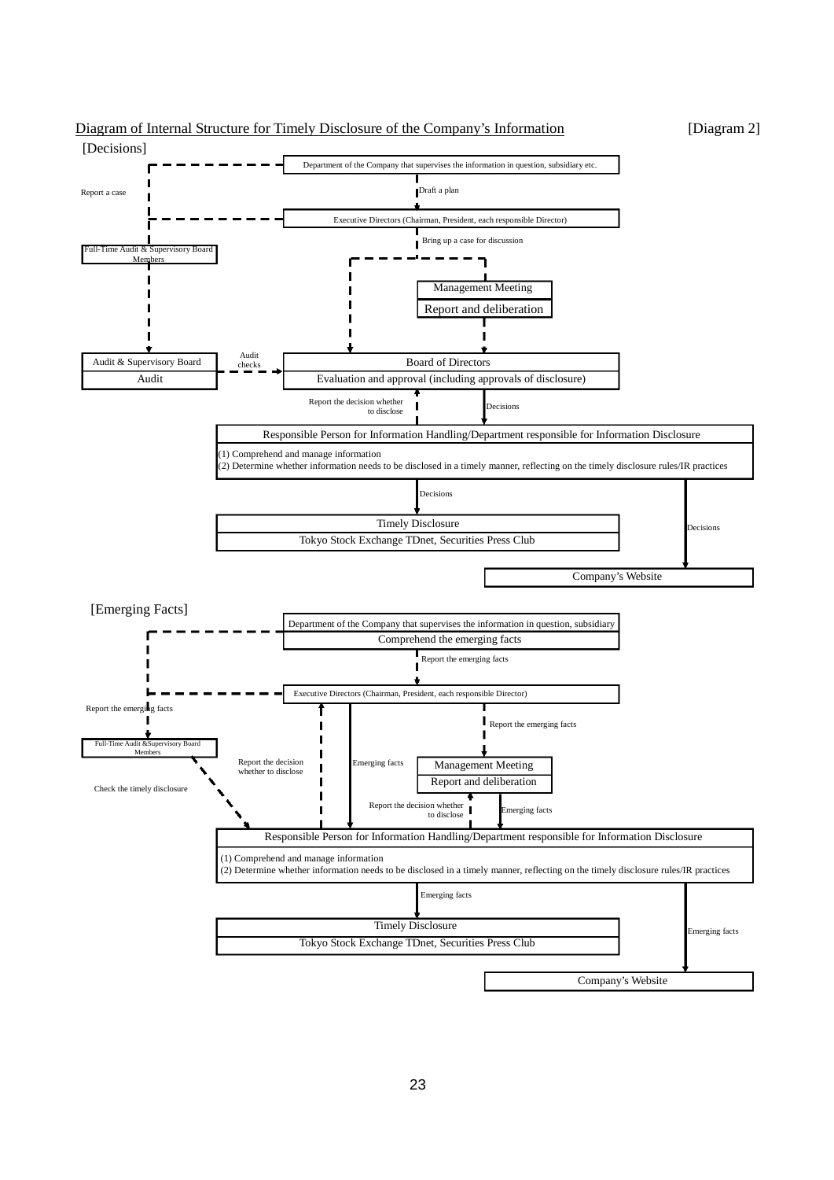Diagram of Internal Structure for Timely Disclosure of the Company's Information [Diagram 2]

[Decisions]

Department of the Company that supervises the information in question, subsidiary etc.

Report a case

Draft a plan

Executive Directors (Chairman, President, each responsible Director)

Bring up a case for discussion

Full-Time Audit & Supervisory Board Members

Management Meeting

Report and deliberation

Audit & Supervisory Board

Audit

Audit checks

Board of Directors

Evaluation and approval (including approvals of disclosure)

Report the decision whether to disclose

Decisions

Responsible Person for Information Handling/Department responsible for Information Disclosure

(1) Comprehend and manage information
(2) Determine whether information needs to be disclosed in a timely manner, reflecting on the timely disclosure rules/IR practices

Decisions

Decisions

Timely Disclosure

Tokyo Stock Exchange TDnet, Securities Press Club

Company's Website

[Emerging Facts]

Department of the Company that supervises the information in question, subsidiary

Comprehend the emerging facts

Report the emerging facts

Executive Directors (Chairman, President, each responsible Director)

Report the emerging facts

Report the emerging facts

Full-Time Audit &Supervisory Board Members

Check the timely disclosure

Report the decision whether to disclose

Emerging facts

Management Meeting

Report and deliberation

Report the decision whether to disclose

Emerging facts

Responsible Person for Information Handling/Department responsible for Information Disclosure

(1) Comprehend and manage information
(2) Determine whether information needs to be disclosed in a timely manner, reflecting on the timely disclosure rules/IR practices

Emerging facts

Emerging facts

Timely Disclosure

Tokyo Stock Exchange TDnet, Securities Press Club

Company's Website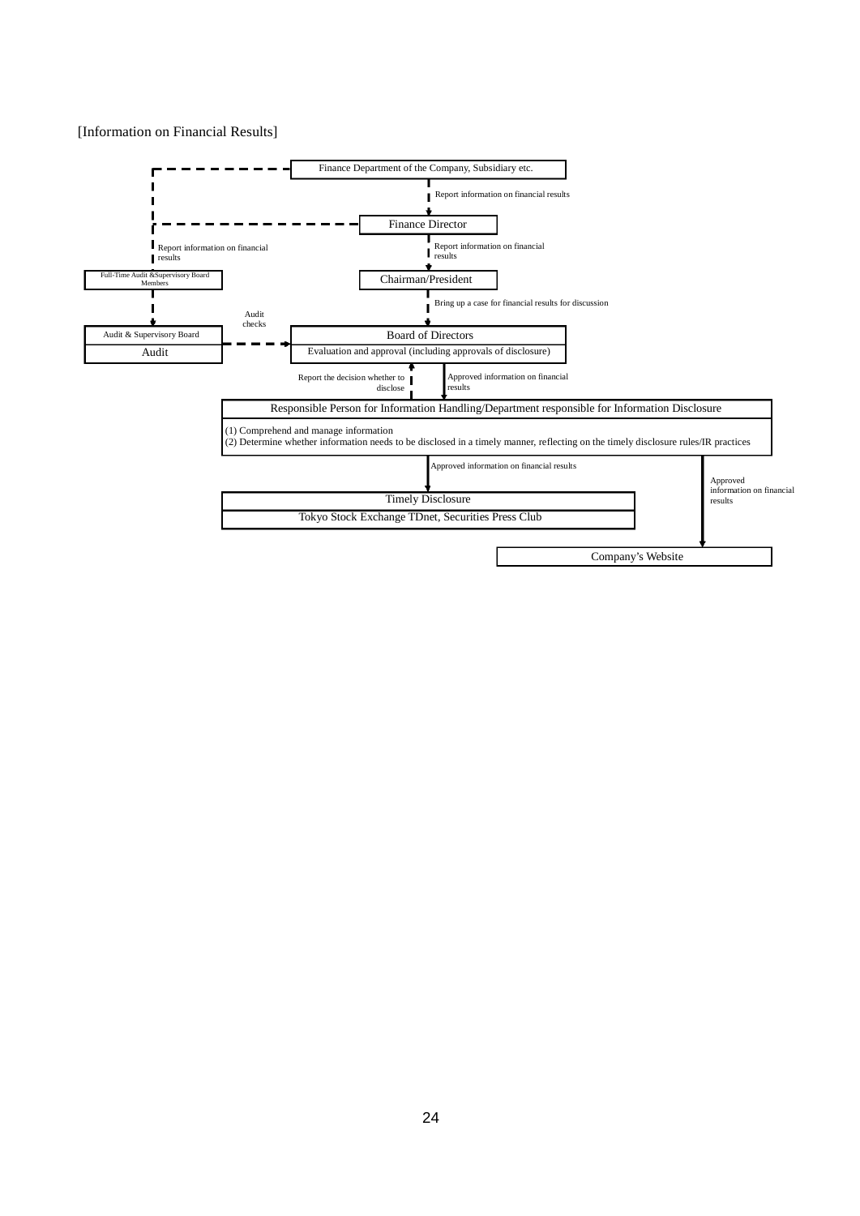[Information on Financial Results]

Finance Department of the Company, Subsidiary etc.

Report information on financial results

Finance Director

Report information on financial results

Report information on financial results

Full-Time Audit &Supervisory Board Members

Chairman/President

Bring up a case for financial results for discussion

Audit checks

Audit & Supervisory Board

Audit

Board of Directors

Evaluation and approval (including approvals of disclosure)

Report the decision whether to disclose

Approved information on financial results

Responsible Person for Information Handling/Department responsible for Information Disclosure

(1) Comprehend and manage information
(2) Determine whether information needs to be disclosed in a timely manner, reflecting on the timely disclosure rules/IR practices

Approved information on financial results

Approved information on financial results

Timely Disclosure

Tokyo Stock Exchange TDnet, Securities Press Club

Company's Website